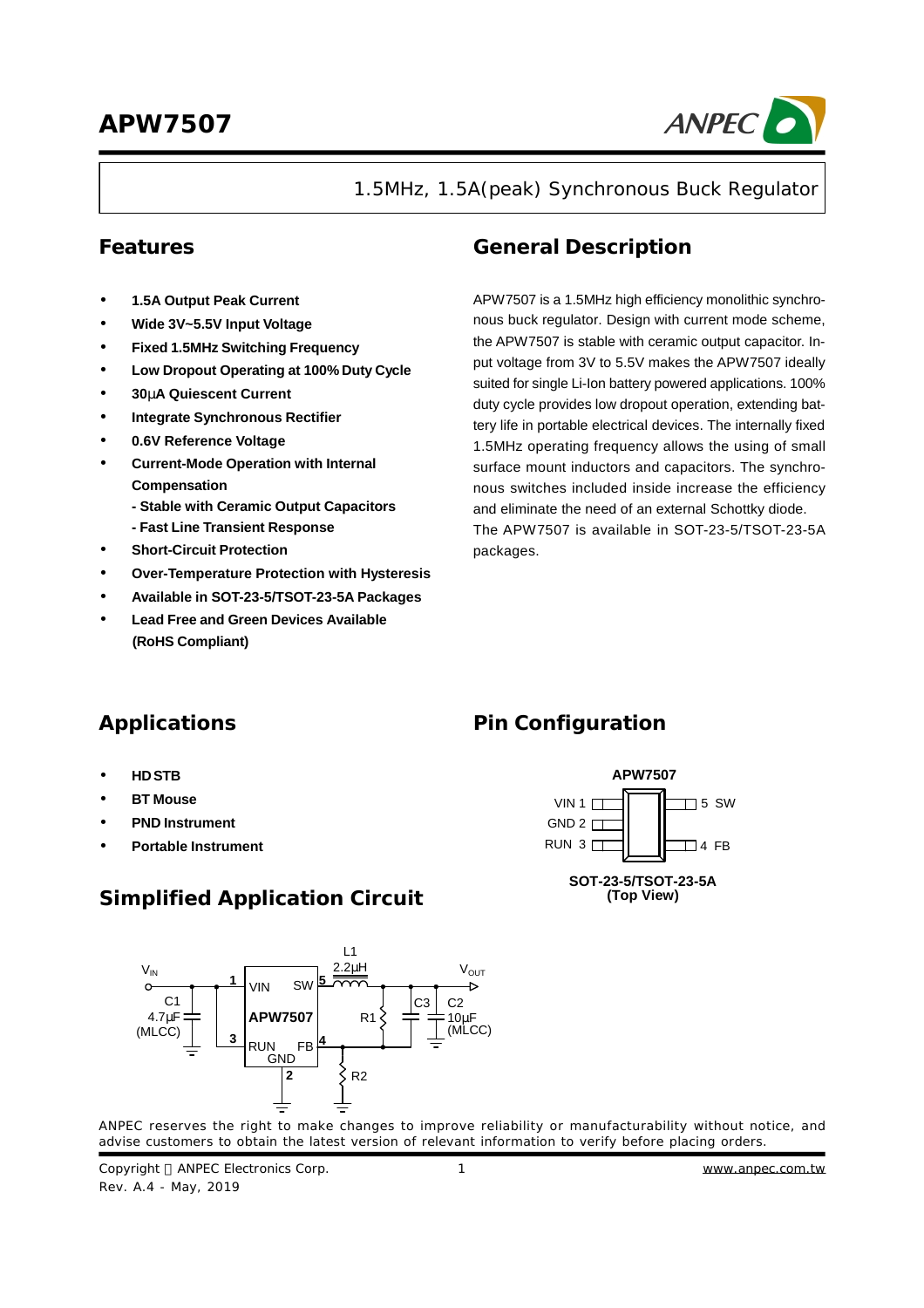# APW7507

1.5MHz, 1.5A(peak) Synchronous Buck Regulator

## Features

- **1.5A Output Peak Current**
- **Wide 3V~5.5V Input Voltage**
- **Fixed 1.5MHz Switching Frequency**
- **Low Dropout Operating at 100% Duty Cycle**
- **30μA Quiescent Current**
- **Integrate Synchronous Rectifier**
- **0.6V Reference Voltage**
- **Current-Mode Operation with Internal Compensation**
  - **- Stable with Ceramic Output Capacitors**
  - **- Fast Line Transient Response**
- **Short-Circuit Protection**
- **Over-Temperature Protection with Hysteresis**
- **Available in SOT-23-5/TSOT-23-5A Packages**
- **Lead Free and Green Devices Available (RoHS Compliant)**

## General Description

APW7507 is a 1.5MHz high efficiency monolithic synchronous buck regulator. Design with current mode scheme, the APW7507 is stable with ceramic output capacitor. Input voltage from 3V to 5.5V makes the APW7507 ideally suited for single Li-Ion battery powered applications. 100% duty cycle provides low dropout operation, extending battery life in portable electrical devices. The internally fixed 1.5MHz operating frequency allows the using of small surface mount inductors and capacitors. The synchronous switches included inside increase the efficiency and eliminate the need of an external Schottky diode.

The APW7507 is available in SOT-23-5/TSOT-23-5A packages.

## Applications

- **HD STB**
- **BT Mouse**
- **PND Instrument**
- **Portable Instrument**

## Pin Configuration

**APW7507**

VIN 1, GND 2, RUN 3, 4 FB, 5 SW

**SOT-23-5/TSOT-23-5A (Top View)**

## Simplified Application Circuit

$V_{IN}$, C1 4.7μF (MLCC), APW7507 (1 VIN, 2 GND, 3 RUN, 4 FB, 5 SW), L1 2.2μH, R1, R2, C3, C2 10μF (MLCC), $V_{OUT}$

ANPEC reserves the right to make changes to improve reliability or manufacturability without notice, and advise customers to obtain the latest version of relevant information to verify before placing orders.

Copyright © ANPEC Electronics Corp.
Rev. A.4 - May, 2019

www.anpec.com.tw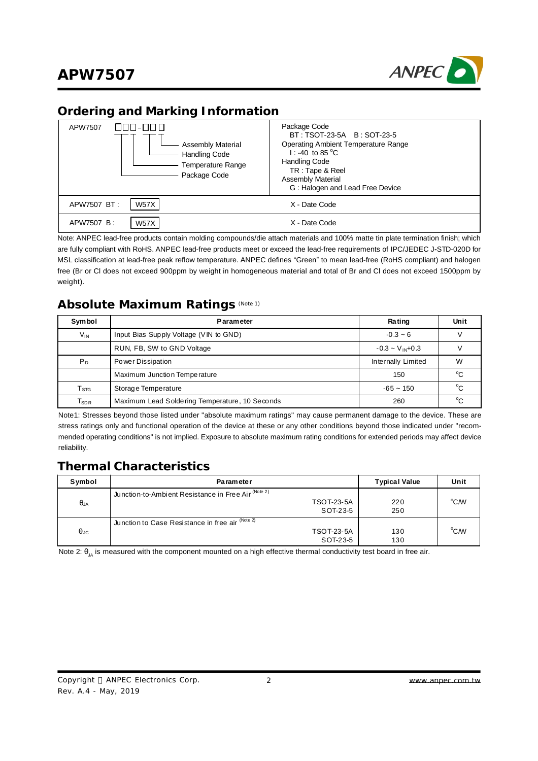## Ordering and Marking Information

| APW7507 □□□-□□□ <br> Assembly Material <br> Handling Code <br> Temperature Range <br> Package Code | Package Code <br> BT : TSOT-23-5A B : SOT-23-5 <br> Operating Ambient Temperature Range <br> I : -40 to 85 °C <br> Handling Code <br> TR : Tape & Reel <br> Assembly Material <br> G : Halogen and Lead Free Device |
|---|---|
| APW7507 BT : W57X | X - Date Code |
| APW7507 B : W57X | X - Date Code |

Note: ANPEC lead-free products contain molding compounds/die attach materials and 100% matte tin plate termination finish; which are fully compliant with RoHS. ANPEC lead-free products meet or exceed the lead-free requirements of IPC/JEDEC J-STD-020D for MSL classification at lead-free peak reflow temperature. ANPEC defines "Green" to mean lead-free (RoHS compliant) and halogen free (Br or Cl does not exceed 900ppm by weight in homogeneous material and total of Br and Cl does not exceed 1500ppm by weight).

## Absolute Maximum Ratings (Note 1)

| Symbol | Parameter | Rating | Unit |
|---|---|---|---|
| $V_{IN}$ | Input Bias Supply Voltage (VIN to GND) | -0.3 ~ 6 | V |
| | RUN, FB, SW to GND Voltage | $-0.3 \sim V_{IN}+0.3$ | V |
| $P_D$ | Power Dissipation | Internally Limited | W |
| | Maximum Junction Temperature | 150 | °C |
| $T_{STG}$ | Storage Temperature | -65 ~ 150 | °C |
| $T_{SDR}$ | Maximum Lead Soldering Temperature, 10 Seconds | 260 | °C |

Note1: Stresses beyond those listed under "absolute maximum ratings" may cause permanent damage to the device. These are stress ratings only and functional operation of the device at these or any other conditions beyond those indicated under "recommended operating conditions" is not implied. Exposure to absolute maximum rating conditions for extended periods may affect device reliability.

## Thermal Characteristics

| Symbol | Parameter | Typical Value | Unit |
|---|---|---|---|
| $\theta_{JA}$ | Junction-to-Ambient Resistance in Free Air (Note 2) <br> TSOT-23-5A <br> SOT-23-5 | <br> 220 <br> 250 | °C/W |
| $\theta_{JC}$ | Junction to Case Resistance in free air (Note 2) <br> TSOT-23-5A <br> SOT-23-5 | <br> 130 <br> 130 | °C/W |

Note 2: $\theta_{JA}$ is measured with the component mounted on a high effective thermal conductivity test board in free air.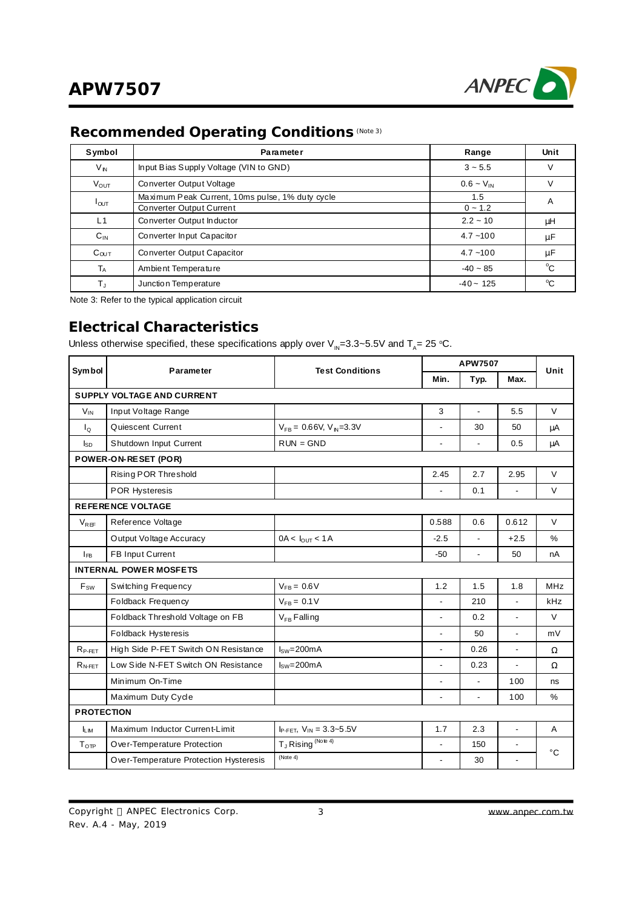## Recommended Operating Conditions (Note 3)

| Symbol | Parameter | Range | Unit |
|---|---|---|---|
| $V_{IN}$ | Input Bias Supply Voltage (VIN to GND) | 3 ~ 5.5 | V |
| $V_{OUT}$ | Converter Output Voltage | 0.6 ~ $V_{IN}$ | V |
| $I_{OUT}$ | Maximum Peak Current, 10ms pulse, 1% duty cycle | 1.5 | A |
| | Converter Output Current | 0 ~ 1.2 | |
| L1 | Converter Output Inductor | 2.2 ~ 10 | μH |
| $C_{IN}$ | Converter Input Capacitor | 4.7 ~100 | μF |
| $C_{OUT}$ | Converter Output Capacitor | 4.7 ~100 | μF |
| $T_A$ | Ambient Temperature | -40 ~ 85 | °C |
| $T_J$ | Junction Temperature | -40 ~ 125 | °C |

Note 3: Refer to the typical application circuit

## Electrical Characteristics

Unless otherwise specified, these specifications apply over $V_{IN}$=3.3~5.5V and $T_A$= 25 °C.

| Symbol | Parameter | Test Conditions | APW7507 | | | Unit |
|---|---|---|---|---|---|---|
| | | | Min. | Typ. | Max. | |
| **SUPPLY VOLTAGE AND CURRENT** | | | | | | |
| $V_{IN}$ | Input Voltage Range | | 3 | - | 5.5 | V |
| $I_Q$ | Quiescent Current | $V_{FB}$ = 0.66V, $V_{IN}$=3.3V | - | 30 | 50 | μA |
| $I_{SD}$ | Shutdown Input Current | RUN = GND | - | - | 0.5 | μA |
| **POWER-ON-RESET (POR)** | | | | | | |
| | Rising POR Threshold | | 2.45 | 2.7 | 2.95 | V |
| | POR Hysteresis | | - | 0.1 | - | V |
| **REFERENCE VOLTAGE** | | | | | | |
| $V_{REF}$ | Reference Voltage | | 0.588 | 0.6 | 0.612 | V |
| | Output Voltage Accuracy | 0A < $I_{OUT}$ < 1A | -2.5 | - | +2.5 | % |
| $I_{FB}$ | FB Input Current | | -50 | - | 50 | nA |
| **INTERNAL POWER MOSFETS** | | | | | | |
| $F_{SW}$ | Switching Frequency | $V_{FB}$ = 0.6V | 1.2 | 1.5 | 1.8 | MHz |
| | Foldback Frequency | $V_{FB}$ = 0.1V | - | 210 | - | kHz |
| | Foldback Threshold Voltage on FB | $V_{FB}$ Falling | - | 0.2 | - | V |
| | Foldback Hysteresis | | - | 50 | - | mV |
| $R_{P-FET}$ | High Side P-FET Switch ON Resistance | $I_{SW}$=200mA | - | 0.26 | - | Ω |
| $R_{N-FET}$ | Low Side N-FET Switch ON Resistance | $I_{SW}$=200mA | - | 0.23 | - | Ω |
| | Minimum On-Time | | - | - | 100 | ns |
| | Maximum Duty Cycle | | - | - | 100 | % |
| **PROTECTION** | | | | | | |
| $I_{LIM}$ | Maximum Inductor Current-Limit | $I_{P-FET}$, $V_{IN}$ = 3.3~5.5V | 1.7 | 2.3 | - | A |
| $T_{OTP}$ | Over-Temperature Protection | $T_J$ Rising (Note 4) | - | 150 | - | °C |
| | Over-Temperature Protection Hysteresis | (Note 4) | - | 30 | - | |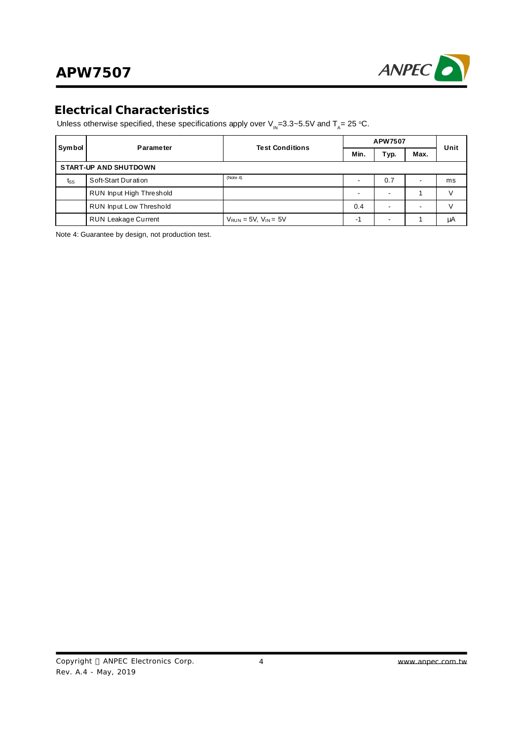## Electrical Characteristics

Unless otherwise specified, these specifications apply over $V_{IN}$=3.3~5.5V and $T_A$= 25 °C.

| Symbol | Parameter | Test Conditions | APW7507 | | | Unit |
|---|---|---|---|---|---|---|
| | | | Min. | Typ. | Max. | |
| **START-UP AND SHUTDOWN** | | | | | | |
| $t_{SS}$ | Soft-Start Duration | (Note 4) | - | 0.7 | - | ms |
| | RUN Input High Threshold | | - | - | 1 | V |
| | RUN Input Low Threshold | | 0.4 | - | - | V |
| | RUN Leakage Current | $V_{RUN}$ = 5V, $V_{IN}$ = 5V | -1 | - | 1 | μA |

Note 4: Guarantee by design, not production test.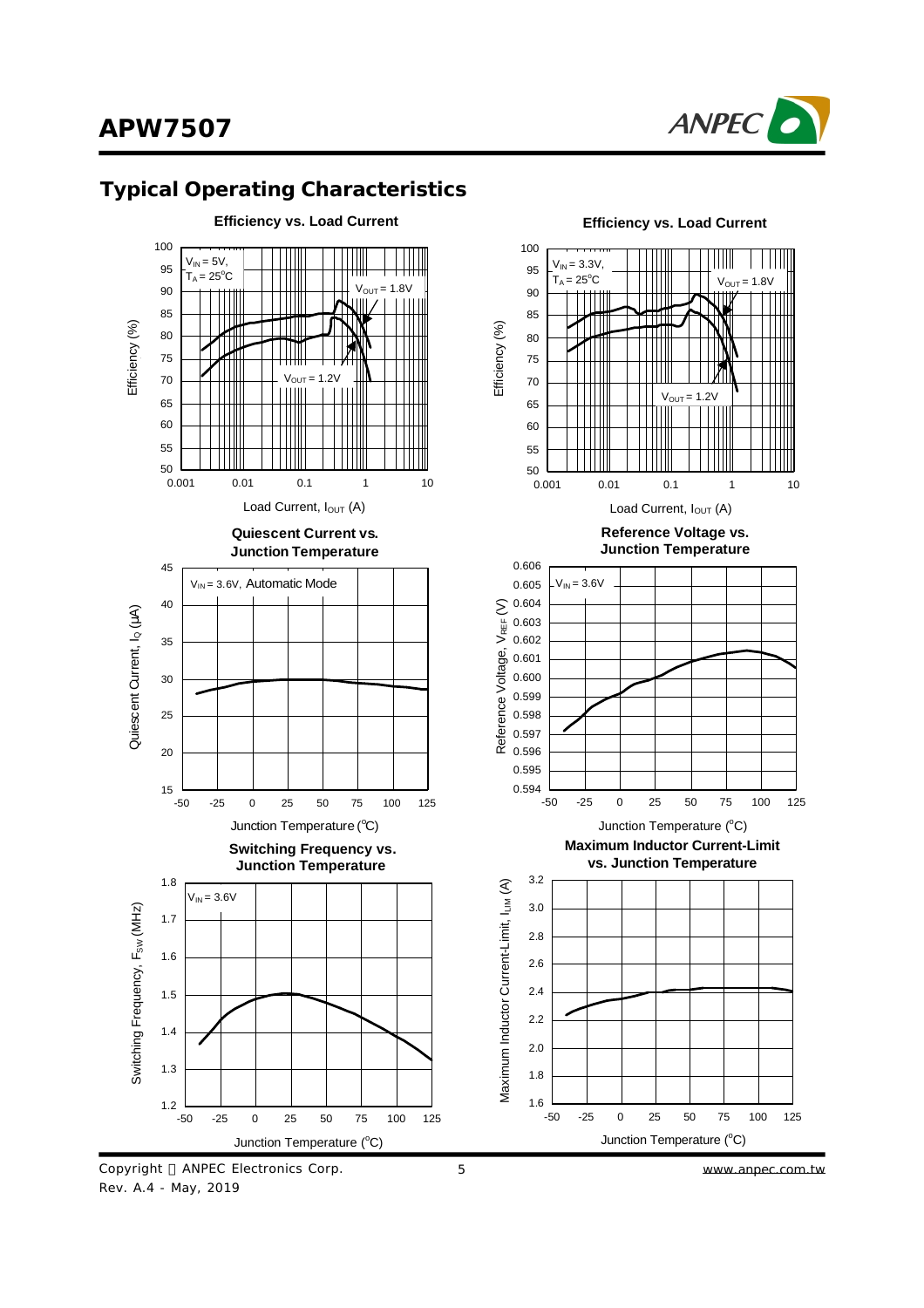## Typical Operating Characteristics

**Efficiency vs. Load Current**

$V_{IN}$ = 5V, $T_A$ = 25°C

$V_{OUT}$ = 1.8V

$V_{OUT}$ = 1.2V

Efficiency (%)

Load Current, $I_{OUT}$ (A)

**Efficiency vs. Load Current**

$V_{IN}$ = 3.3V, $T_A$ = 25°C

$V_{OUT}$ = 1.8V

$V_{OUT}$ = 1.2V

Efficiency (%)

Load Current, $I_{OUT}$ (A)

**Quiescent Current vs. Junction Temperature**

$V_{IN}$ = 3.6V, Automatic Mode

Quiescent Current, $I_Q$ (μA)

Junction Temperature (°C)

**Reference Voltage vs. Junction Temperature**

$V_{IN}$ = 3.6V

Reference Voltage, $V_{REF}$ (V)

Junction Temperature (°C)

**Switching Frequency vs. Junction Temperature**

$V_{IN}$ = 3.6V

Switching Frequency, $F_{SW}$ (MHz)

Junction Temperature (°C)

**Maximum Inductor Current-Limit vs. Junction Temperature**

Maximum Inductor Current-Limit, $I_{LIM}$ (A)

Junction Temperature (°C)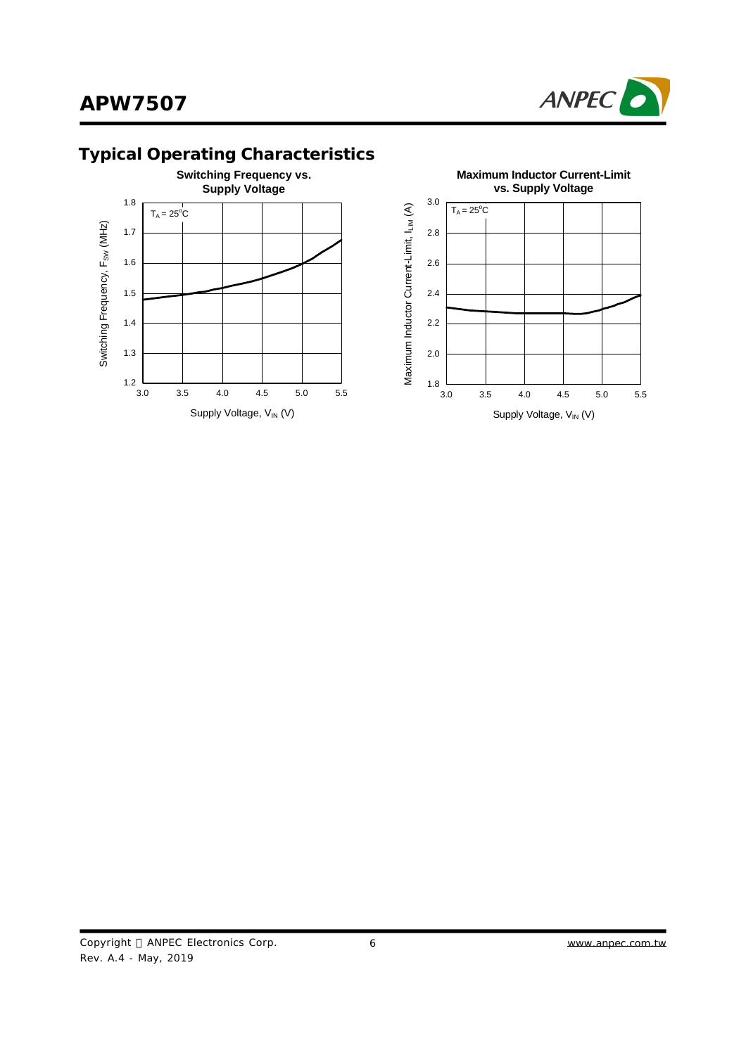## Typical Operating Characteristics

**Switching Frequency vs. Supply Voltage**

$T_A = 25^oC$

Switching Frequency, $F_{SW}$ (MHz)

Supply Voltage, $V_{IN}$ (V)

**Maximum Inductor Current-Limit vs. Supply Voltage**

$T_A = 25^oC$

Maximum Inductor Current-Limit, $I_{LIM}$ (A)

Supply Voltage, $V_{IN}$ (V)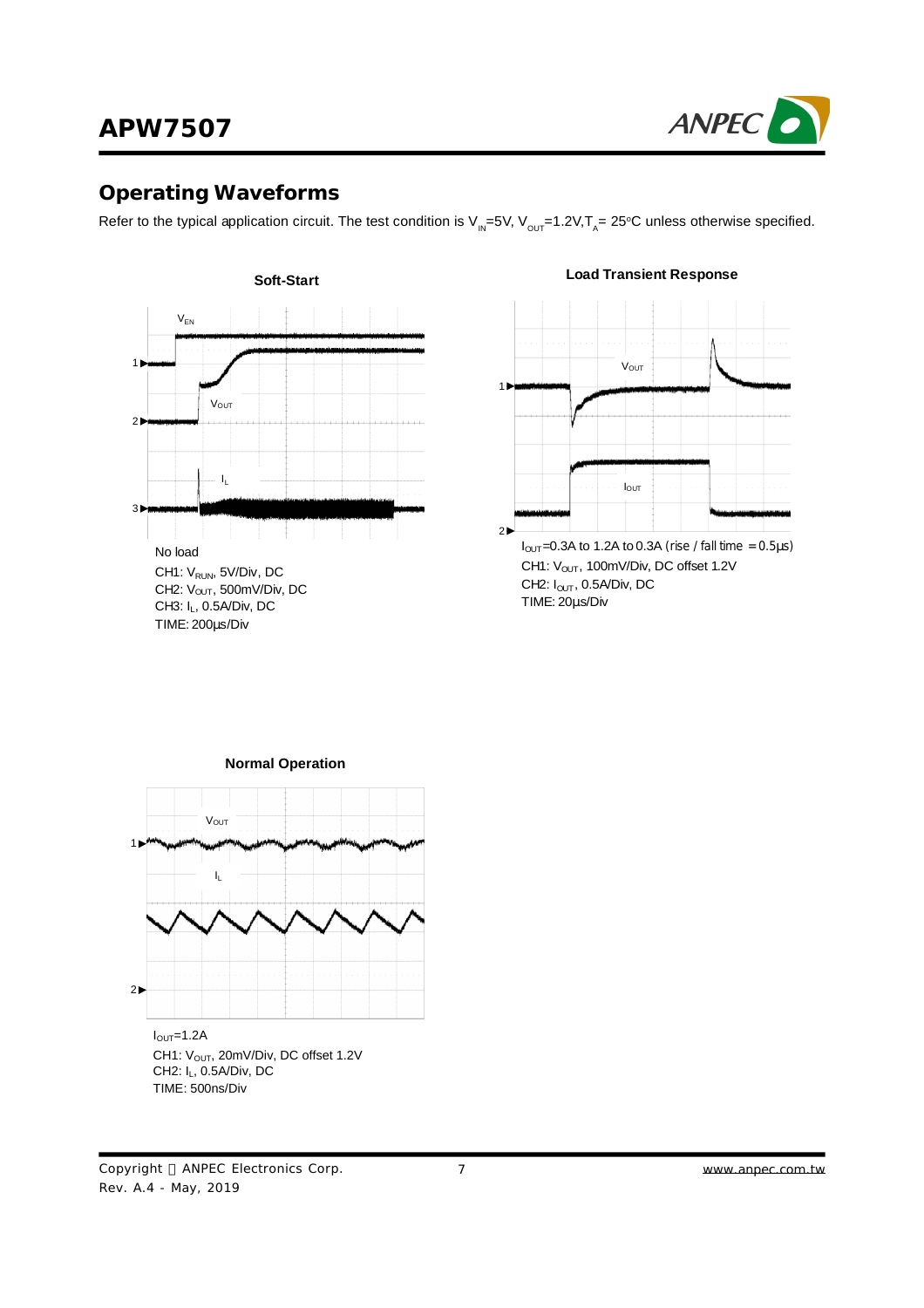## Operating Waveforms

Refer to the typical application circuit. The test condition is $V_{IN}$=5V, $V_{OUT}$=1.2V,$T_A$= 25°C unless otherwise specified.

**Soft-Start**

No load
CH1: $V_{RUN}$, 5V/Div, DC
CH2: $V_{OUT}$, 500mV/Div, DC
CH3: $I_L$, 0.5A/Div, DC
TIME: 200μs/Div

**Load Transient Response**

$I_{OUT}$=0.3A to 1.2A to 0.3A (rise / fall time = 0.5μs)
CH1: $V_{OUT}$, 100mV/Div, DC offset 1.2V
CH2: $I_{OUT}$, 0.5A/Div, DC
TIME: 20μs/Div

**Normal Operation**

$I_{OUT}$=1.2A
CH1: $V_{OUT}$, 20mV/Div, DC offset 1.2V
CH2: $I_L$, 0.5A/Div, DC
TIME: 500ns/Div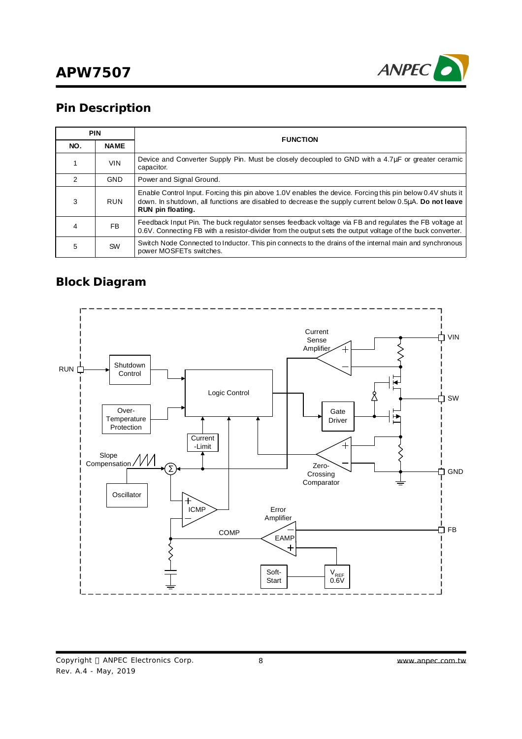## Pin Description

| PIN | | FUNCTION |
|---|---|---|
| NO. | NAME | |
| 1 | VIN | Device and Converter Supply Pin. Must be closely decoupled to GND with a 4.7μF or greater ceramic capacitor. |
| 2 | GND | Power and Signal Ground. |
| 3 | RUN | Enable Control Input. Forcing this pin above 1.0V enables the device. Forcing this pin below 0.4V shuts it down. In shutdown, all functions are disabled to decrease the supply current below 0.5μA. **Do not leave RUN pin floating.** |
| 4 | FB | Feedback Input Pin. The buck regulator senses feedback voltage via FB and regulates the FB voltage at 0.6V. Connecting FB with a resistor-divider from the output sets the output voltage of the buck converter. |
| 5 | SW | Switch Node Connected to Inductor. This pin connects to the drains of the internal main and synchronous power MOSFETs switches. |

## Block Diagram

RUN, Shutdown Control, Over-Temperature Protection, Logic Control, Current -Limit, Slope Compensation, Oscillator, ICMP, COMP, Error Amplifier, EAMP, Soft-Start, $V_{REF}$ 0.6V, Current Sense Amplifier, Gate Driver, Zero-Crossing Comparator, VIN, SW, GND, FB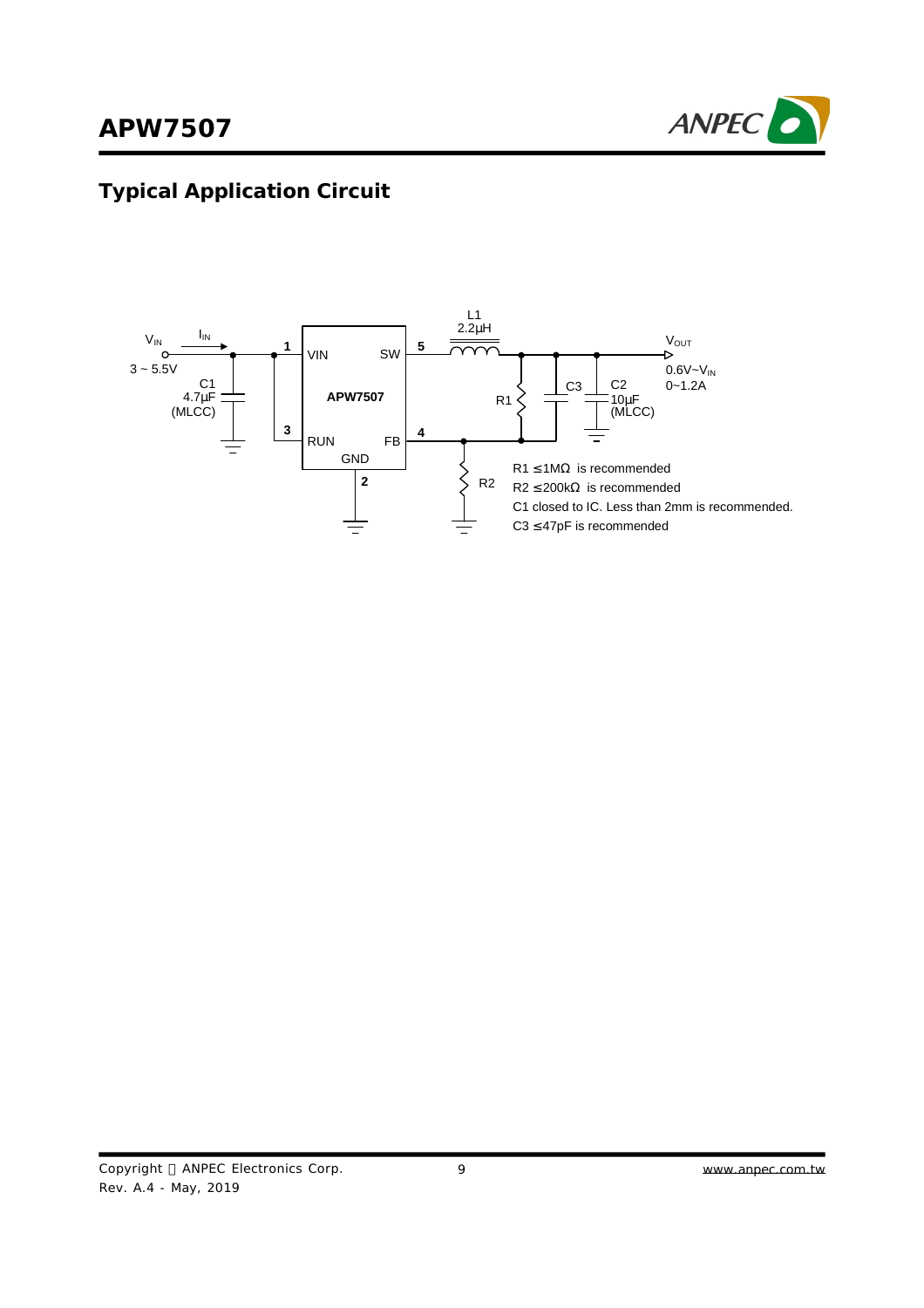## Typical Application Circuit

$V_{IN}$ $I_{IN}$ 3 ~ 5.5V

C1 4.7μF (MLCC)

L1 2.2μH

APW7507

1 VIN, 2 GND, 3 RUN, 4 FB, 5 SW

R1, R2, C3, C2 10μF (MLCC)

$V_{OUT}$ 0.6V~$V_{IN}$ 0~1.2A

R1 ≤ 1MΩ is recommended
R2 ≤ 200kΩ is recommended
C1 closed to IC. Less than 2mm is recommended.
C3 ≤ 47pF is recommended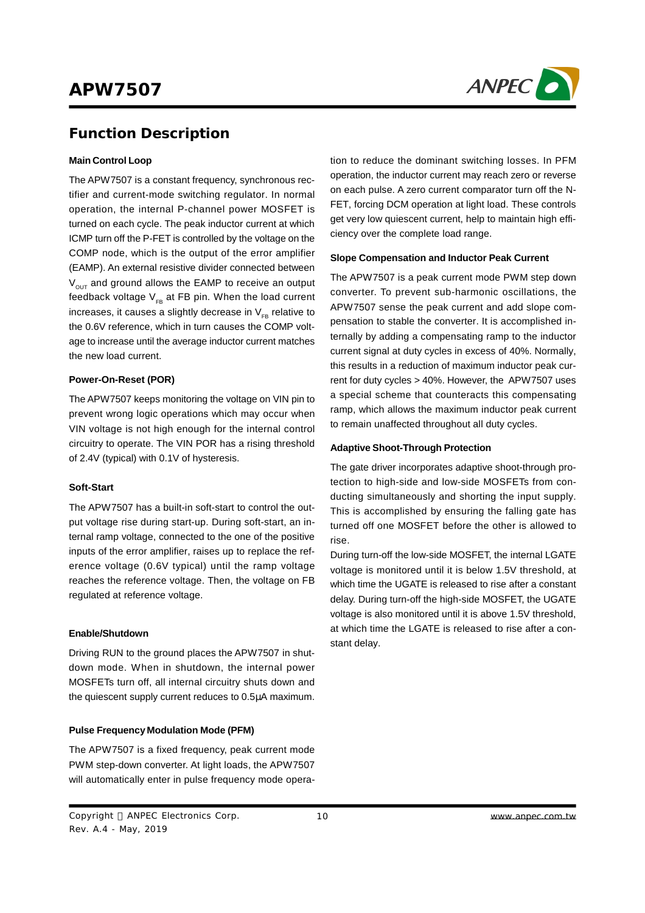## Function Description

### Main Control Loop

The APW7507 is a constant frequency, synchronous rectifier and current-mode switching regulator. In normal operation, the internal P-channel power MOSFET is turned on each cycle. The peak inductor current at which ICMP turn off the P-FET is controlled by the voltage on the COMP node, which is the output of the error amplifier (EAMP). An external resistive divider connected between $V_{OUT}$ and ground allows the EAMP to receive an output feedback voltage $V_{FB}$ at FB pin. When the load current increases, it causes a slightly decrease in $V_{FB}$ relative to the 0.6V reference, which in turn causes the COMP voltage to increase until the average inductor current matches the new load current.

### Power-On-Reset (POR)

The APW7507 keeps monitoring the voltage on VIN pin to prevent wrong logic operations which may occur when VIN voltage is not high enough for the internal control circuitry to operate. The VIN POR has a rising threshold of 2.4V (typical) with 0.1V of hysteresis.

### Soft-Start

The APW7507 has a built-in soft-start to control the output voltage rise during start-up. During soft-start, an internal ramp voltage, connected to the one of the positive inputs of the error amplifier, raises up to replace the reference voltage (0.6V typical) until the ramp voltage reaches the reference voltage. Then, the voltage on FB regulated at reference voltage.

### Enable/Shutdown

Driving RUN to the ground places the APW7507 in shutdown mode. When in shutdown, the internal power MOSFETs turn off, all internal circuitry shuts down and the quiescent supply current reduces to 0.5μA maximum.

### Pulse Frequency Modulation Mode (PFM)

The APW7507 is a fixed frequency, peak current mode PWM step-down converter. At light loads, the APW7507 will automatically enter in pulse frequency mode operation to reduce the dominant switching losses. In PFM operation, the inductor current may reach zero or reverse on each pulse. A zero current comparator turn off the N-FET, forcing DCM operation at light load. These controls get very low quiescent current, help to maintain high efficiency over the complete load range.

### Slope Compensation and Inductor Peak Current

The APW7507 is a peak current mode PWM step down converter. To prevent sub-harmonic oscillations, the APW7507 sense the peak current and add slope compensation to stable the converter. It is accomplished internally by adding a compensating ramp to the inductor current signal at duty cycles in excess of 40%. Normally, this results in a reduction of maximum inductor peak current for duty cycles > 40%. However, the APW7507 uses a special scheme that counteracts this compensating ramp, which allows the maximum inductor peak current to remain unaffected throughout all duty cycles.

### Adaptive Shoot-Through Protection

The gate driver incorporates adaptive shoot-through protection to high-side and low-side MOSFETs from conducting simultaneously and shorting the input supply. This is accomplished by ensuring the falling gate has turned off one MOSFET before the other is allowed to rise.

During turn-off the low-side MOSFET, the internal LGATE voltage is monitored until it is below 1.5V threshold, at which time the UGATE is released to rise after a constant delay. During turn-off the high-side MOSFET, the UGATE voltage is also monitored until it is above 1.5V threshold, at which time the LGATE is released to rise after a constant delay.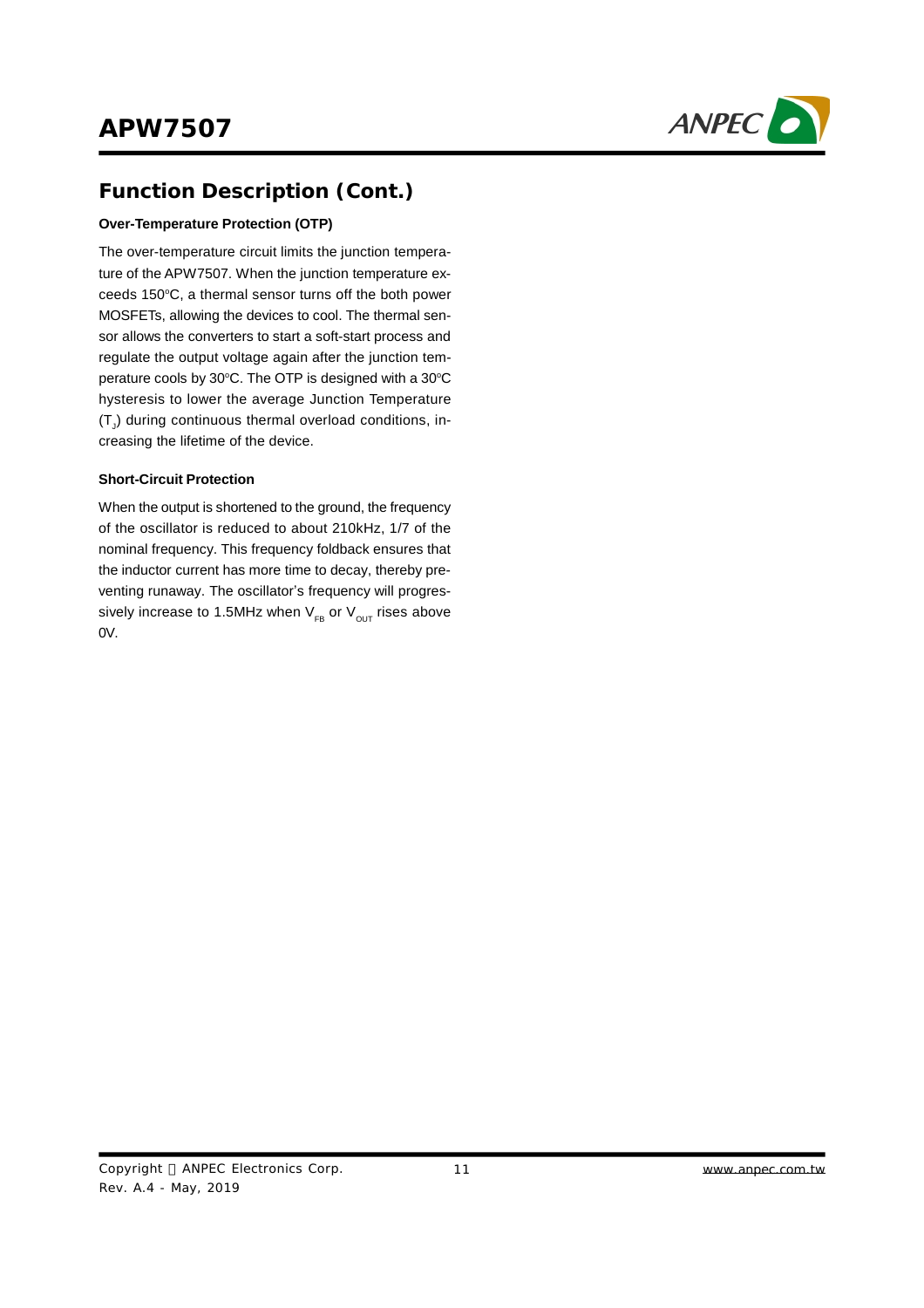## Function Description (Cont.)

### Over-Temperature Protection (OTP)

The over-temperature circuit limits the junction temperature of the APW7507. When the junction temperature exceeds 150°C, a thermal sensor turns off the both power MOSFETs, allowing the devices to cool. The thermal sensor allows the converters to start a soft-start process and regulate the output voltage again after the junction temperature cools by 30°C. The OTP is designed with a 30°C hysteresis to lower the average Junction Temperature ($T_J$) during continuous thermal overload conditions, increasing the lifetime of the device.

### Short-Circuit Protection

When the output is shortened to the ground, the frequency of the oscillator is reduced to about 210kHz, 1/7 of the nominal frequency. This frequency foldback ensures that the inductor current has more time to decay, thereby preventing runaway. The oscillator's frequency will progressively increase to 1.5MHz when $V_{FB}$ or $V_{OUT}$ rises above 0V.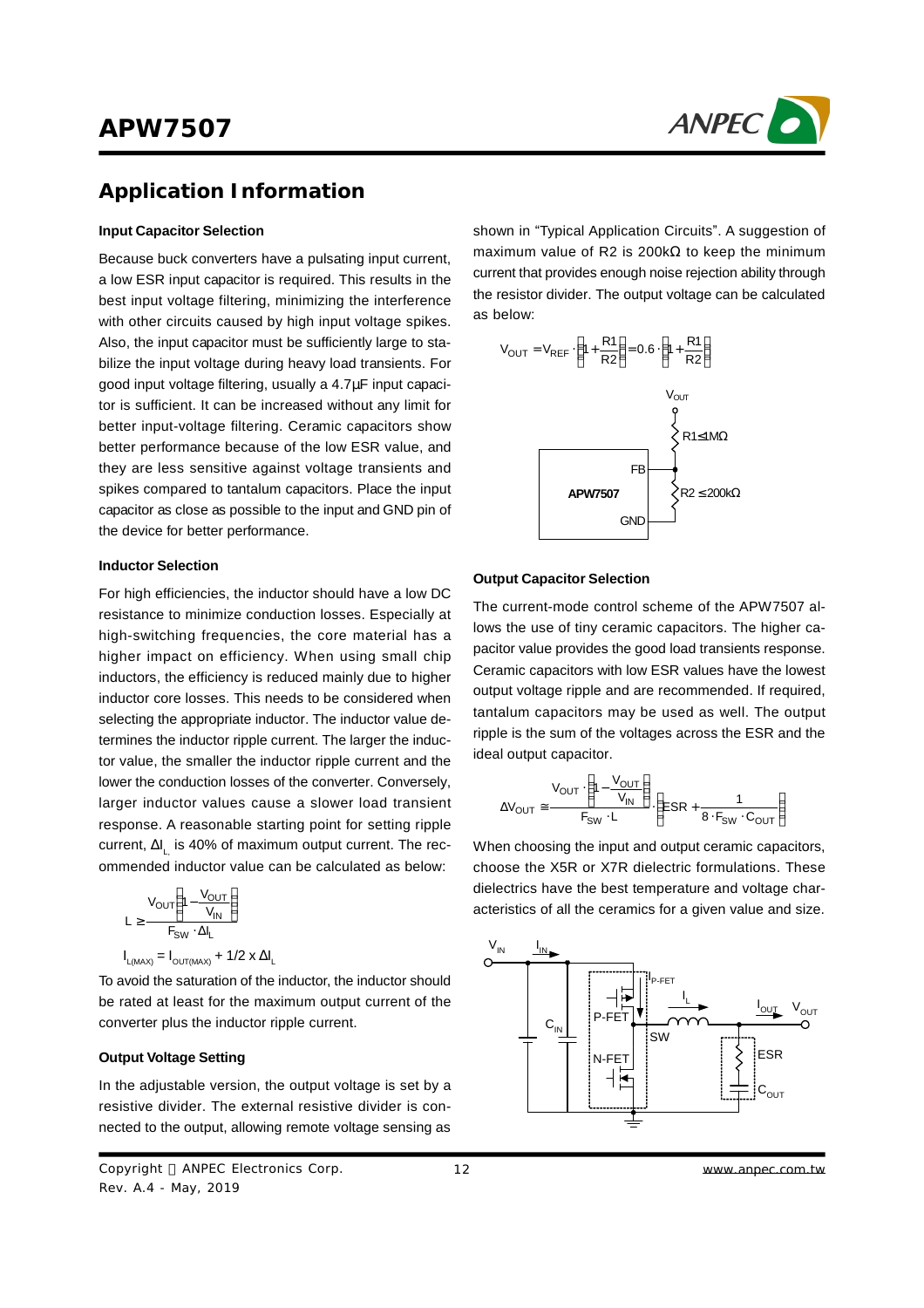## Application Information

### Input Capacitor Selection

Because buck converters have a pulsating input current, a low ESR input capacitor is required. This results in the best input voltage filtering, minimizing the interference with other circuits caused by high input voltage spikes. Also, the input capacitor must be sufficiently large to stabilize the input voltage during heavy load transients. For good input voltage filtering, usually a 4.7μF input capacitor is sufficient. It can be increased without any limit for better input-voltage filtering. Ceramic capacitors show better performance because of the low ESR value, and they are less sensitive against voltage transients and spikes compared to tantalum capacitors. Place the input capacitor as close as possible to the input and GND pin of the device for better performance.

### Inductor Selection

For high efficiencies, the inductor should have a low DC resistance to minimize conduction losses. Especially at high-switching frequencies, the core material has a higher impact on efficiency. When using small chip inductors, the efficiency is reduced mainly due to higher inductor core losses. This needs to be considered when selecting the appropriate inductor. The inductor value determines the inductor ripple current. The larger the inductor value, the smaller the inductor ripple current and the lower the conduction losses of the converter. Conversely, larger inductor values cause a slower load transient response. A reasonable starting point for setting ripple current, $\Delta I_L$ is 40% of maximum output current. The recommended inductor value can be calculated as below:

$$L \geq \frac{V_{OUT}\left(1-\frac{V_{OUT}}{V_{IN}}\right)}{F_{SW}\cdot\Delta I_L}$$

$$I_{L(MAX)} = I_{OUT(MAX)} + 1/2 \times \Delta I_L$$

To avoid the saturation of the inductor, the inductor should be rated at least for the maximum output current of the converter plus the inductor ripple current.

### Output Voltage Setting

In the adjustable version, the output voltage is set by a resistive divider. The external resistive divider is connected to the output, allowing remote voltage sensing as shown in "Typical Application Circuits". A suggestion of maximum value of R2 is 200kΩ to keep the minimum current that provides enough noise rejection ability through the resistor divider. The output voltage can be calculated as below:

$$V_{OUT} = V_{REF}\cdot\left(1+\frac{R1}{R2}\right) = 0.6\cdot\left(1+\frac{R1}{R2}\right)$$

### Output Capacitor Selection

The current-mode control scheme of the APW7507 allows the use of tiny ceramic capacitors. The higher capacitor value provides the good load transients response. Ceramic capacitors with low ESR values have the lowest output voltage ripple and are recommended. If required, tantalum capacitors may be used as well. The output ripple is the sum of the voltages across the ESR and the ideal output capacitor.

$$\Delta V_{OUT} \cong \frac{V_{OUT}\cdot\left(1-\frac{V_{OUT}}{V_{IN}}\right)}{F_{SW}\cdot L}\cdot\left(ESR+\frac{1}{8\cdot F_{SW}\cdot C_{OUT}}\right)$$

When choosing the input and output ceramic capacitors, choose the X5R or X7R dielectric formulations. These dielectrics have the best temperature and voltage characteristics of all the ceramics for a given value and size.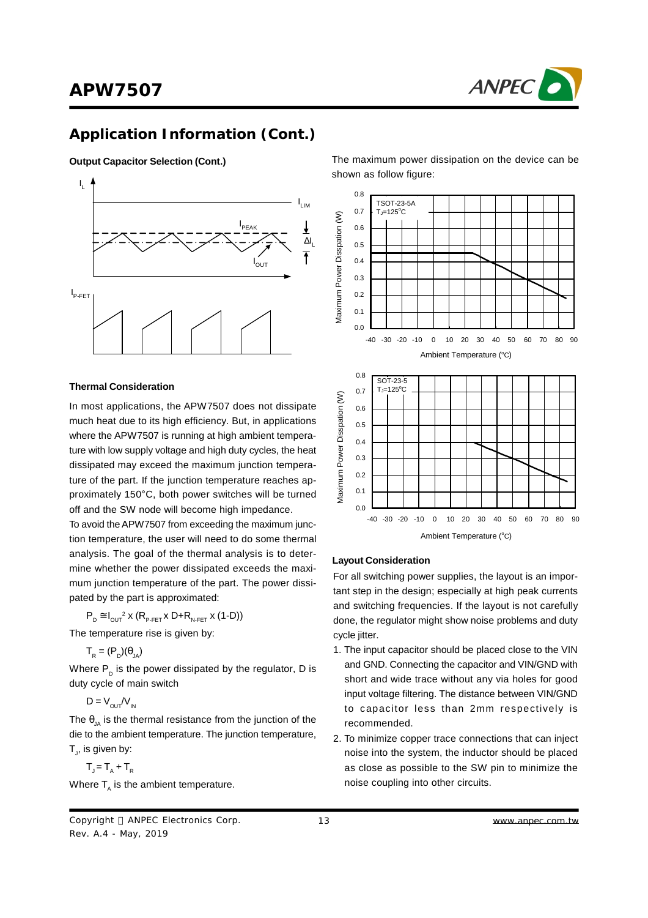## Application Information (Cont.)

**Output Capacitor Selection (Cont.)**

**Thermal Consideration**

In most applications, the APW7507 does not dissipate much heat due to its high efficiency. But, in applications where the APW7507 is running at high ambient temperature with low supply voltage and high duty cycles, the heat dissipated may exceed the maximum junction temperature of the part. If the junction temperature reaches approximately 150°C, both power switches will be turned off and the SW node will become high impedance.

To avoid the APW7507 from exceeding the maximum junction temperature, the user will need to do some thermal analysis. The goal of the thermal analysis is to determine whether the power dissipated exceeds the maximum junction temperature of the part. The power dissipated by the part is approximated:

$$P_D \cong I_{OUT}^2 \times (R_{P\text{-}FET} \times D + R_{N\text{-}FET} \times (1-D))$$

The temperature rise is given by:

$$T_R = (P_D)(\theta_{JA})$$

Where $P_D$ is the power dissipated by the regulator, D is duty cycle of main switch

$$D = V_{OUT}/V_{IN}$$

The $\theta_{JA}$ is the thermal resistance from the junction of the die to the ambient temperature. The junction temperature, $T_J$, is given by:

$$T_J = T_A + T_R$$

Where $T_A$ is the ambient temperature.

The maximum power dissipation on the device can be shown as follow figure:

**Layout Consideration**

For all switching power supplies, the layout is an important step in the design; especially at high peak currents and switching frequencies. If the layout is not carefully done, the regulator might show noise problems and duty cycle jitter.

1. The input capacitor should be placed close to the VIN and GND. Connecting the capacitor and VIN/GND with short and wide trace without any via holes for good input voltage filtering. The distance between VIN/GND to capacitor less than 2mm respectively is recommended.
2. To minimize copper trace connections that can inject noise into the system, the inductor should be placed as close as possible to the SW pin to minimize the noise coupling into other circuits.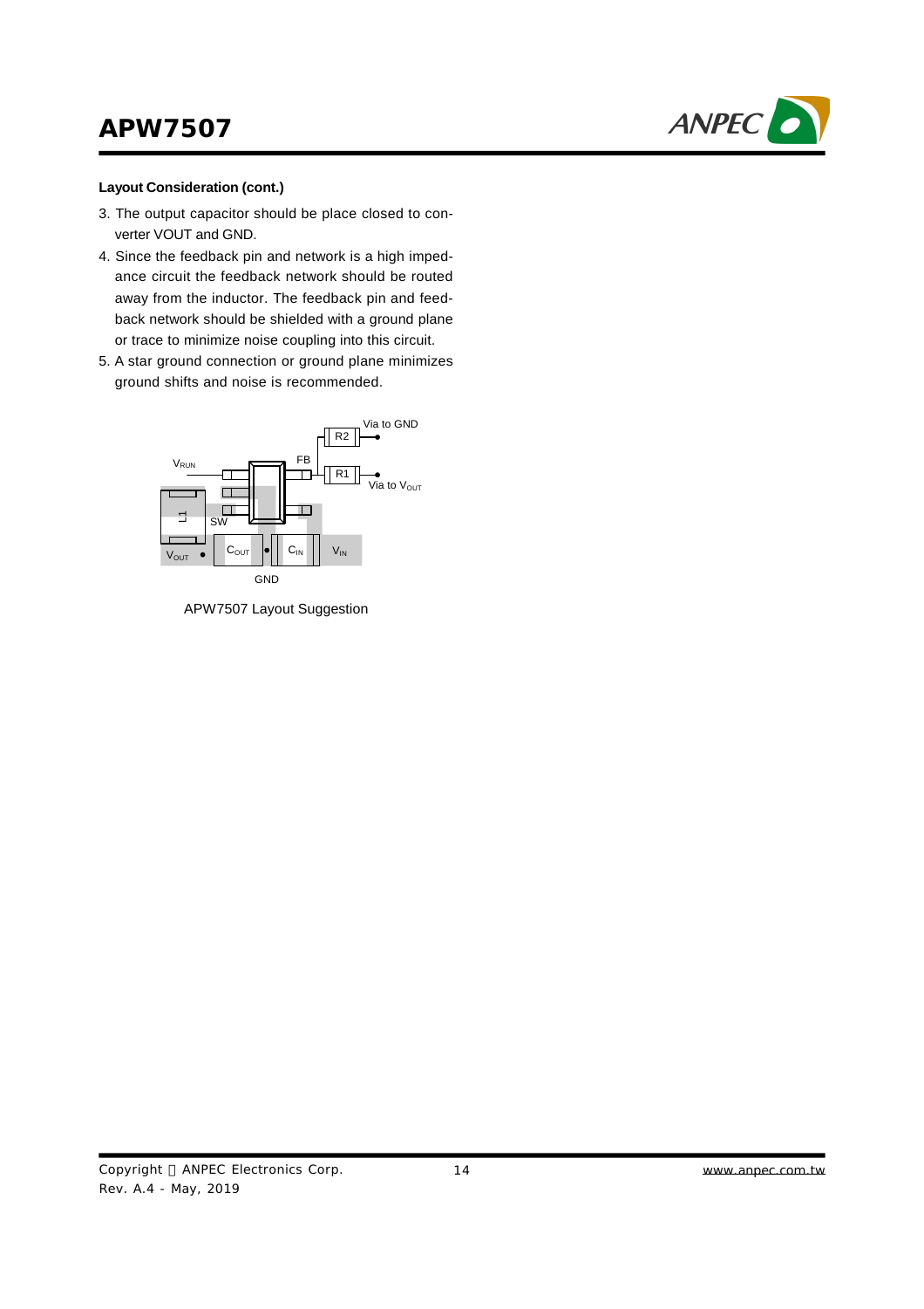**Layout Consideration (cont.)**

3. The output capacitor should be place closed to converter VOUT and GND.
4. Since the feedback pin and network is a high impedance circuit the feedback network should be routed away from the inductor. The feedback pin and feedback network should be shielded with a ground plane or trace to minimize noise coupling into this circuit.
5. A star ground connection or ground plane minimizes ground shifts and noise is recommended.

APW7507 Layout Suggestion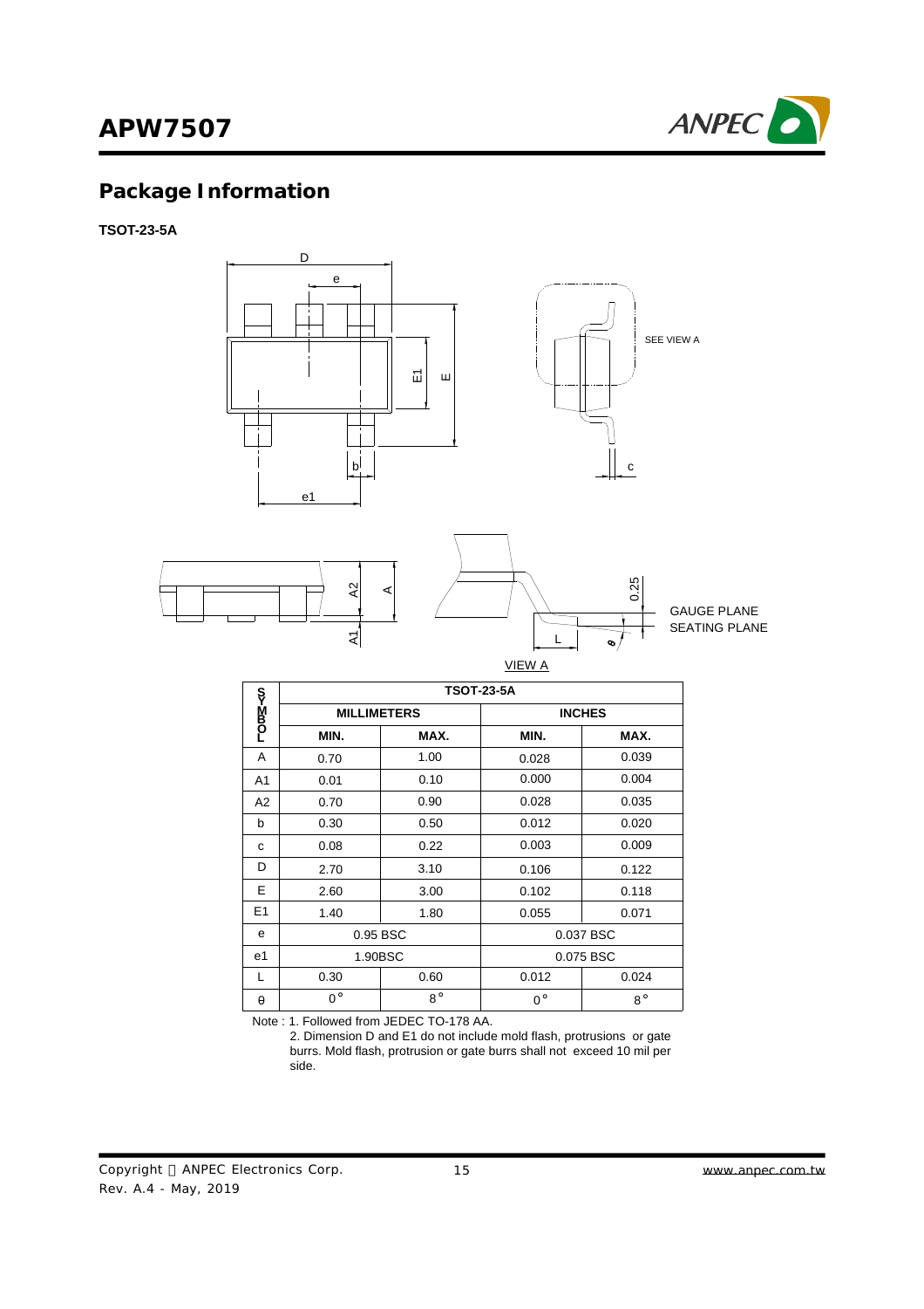## Package Information

**TSOT-23-5A**

| SYMBOL | TSOT-23-5A | | | |
|---|---|---|---|---|
| | MILLIMETERS | | INCHES | |
| | MIN. | MAX. | MIN. | MAX. |
| A | 0.70 | 1.00 | 0.028 | 0.039 |
| A1 | 0.01 | 0.10 | 0.000 | 0.004 |
| A2 | 0.70 | 0.90 | 0.028 | 0.035 |
| b | 0.30 | 0.50 | 0.012 | 0.020 |
| c | 0.08 | 0.22 | 0.003 | 0.009 |
| D | 2.70 | 3.10 | 0.106 | 0.122 |
| E | 2.60 | 3.00 | 0.102 | 0.118 |
| E1 | 1.40 | 1.80 | 0.055 | 0.071 |
| e | 0.95 BSC | | 0.037 BSC | |
| e1 | 1.90BSC | | 0.075 BSC | |
| L | 0.30 | 0.60 | 0.012 | 0.024 |
| θ | 0° | 8° | 0° | 8° |

Note : 1. Followed from JEDEC TO-178 AA.

2. Dimension D and E1 do not include mold flash, protrusions or gate burrs. Mold flash, protrusion or gate burrs shall not exceed 10 mil per side.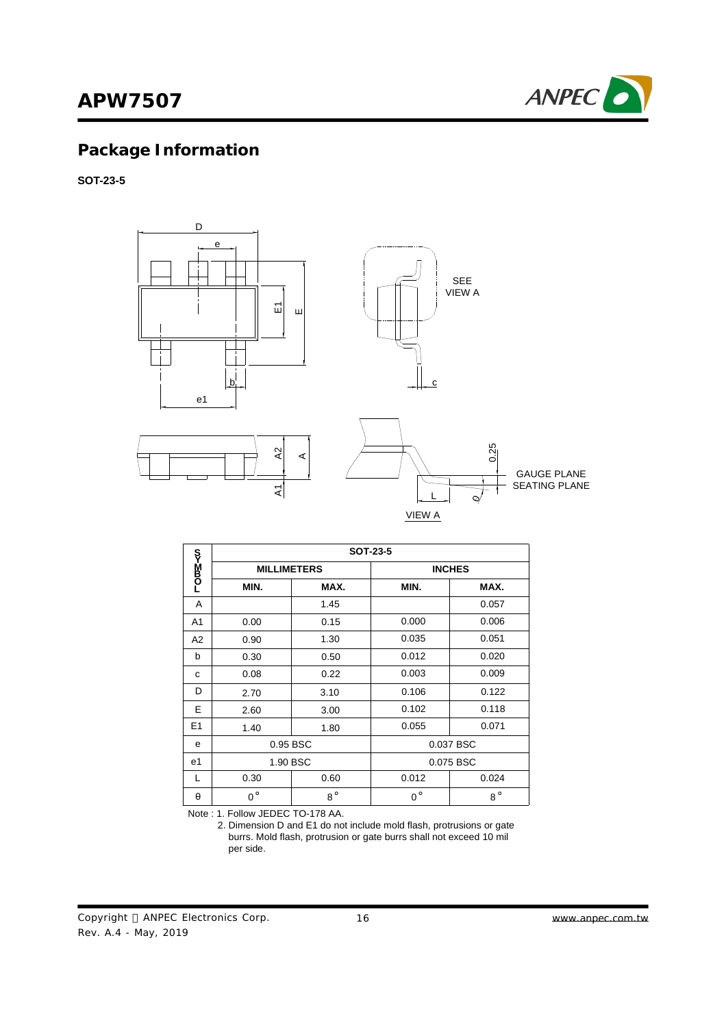## Package Information

**SOT-23-5**

| SYMBOL | SOT-23-5 | | | |
|---|---|---|---|---|
| | MILLIMETERS | | INCHES | |
| | MIN. | MAX. | MIN. | MAX. |
| A | | 1.45 | | 0.057 |
| A1 | 0.00 | 0.15 | 0.000 | 0.006 |
| A2 | 0.90 | 1.30 | 0.035 | 0.051 |
| b | 0.30 | 0.50 | 0.012 | 0.020 |
| c | 0.08 | 0.22 | 0.003 | 0.009 |
| D | 2.70 | 3.10 | 0.106 | 0.122 |
| E | 2.60 | 3.00 | 0.102 | 0.118 |
| E1 | 1.40 | 1.80 | 0.055 | 0.071 |
| e | 0.95 BSC | | 0.037 BSC | |
| e1 | 1.90 BSC | | 0.075 BSC | |
| L | 0.30 | 0.60 | 0.012 | 0.024 |
| θ | 0° | 8° | 0° | 8° |

Note : 1. Follow JEDEC TO-178 AA.

2. Dimension D and E1 do not include mold flash, protrusions or gate burrs. Mold flash, protrusion or gate burrs shall not exceed 10 mil per side.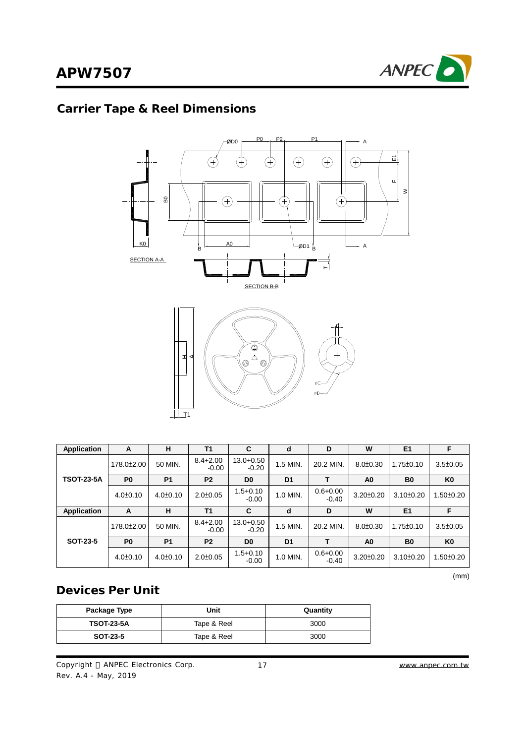## Carrier Tape & Reel Dimensions

| Application | A | H | T1 | C | d | D | W | E1 | F |
|---|---|---|---|---|---|---|---|---|---|
| TSOT-23-5A | 178.0±2.00 | 50 MIN. | 8.4+2.00 -0.00 | 13.0+0.50 -0.20 | 1.5 MIN. | 20.2 MIN. | 8.0±0.30 | 1.75±0.10 | 3.5±0.05 |
| | P0 | P1 | P2 | D0 | D1 | T | A0 | B0 | K0 |
| | 4.0±0.10 | 4.0±0.10 | 2.0±0.05 | 1.5+0.10 -0.00 | 1.0 MIN. | 0.6+0.00 -0.40 | 3.20±0.20 | 3.10±0.20 | 1.50±0.20 |
| Application | A | H | T1 | C | d | D | W | E1 | F |
| SOT-23-5 | 178.0±2.00 | 50 MIN. | 8.4+2.00 -0.00 | 13.0+0.50 -0.20 | 1.5 MIN. | 20.2 MIN. | 8.0±0.30 | 1.75±0.10 | 3.5±0.05 |
| | P0 | P1 | P2 | D0 | D1 | T | A0 | B0 | K0 |
| | 4.0±0.10 | 4.0±0.10 | 2.0±0.05 | 1.5+0.10 -0.00 | 1.0 MIN. | 0.6+0.00 -0.40 | 3.20±0.20 | 3.10±0.20 | 1.50±0.20 |

(mm)

## Devices Per Unit

| Package Type | Unit | Quantity |
|---|---|---|
| TSOT-23-5A | Tape & Reel | 3000 |
| SOT-23-5 | Tape & Reel | 3000 |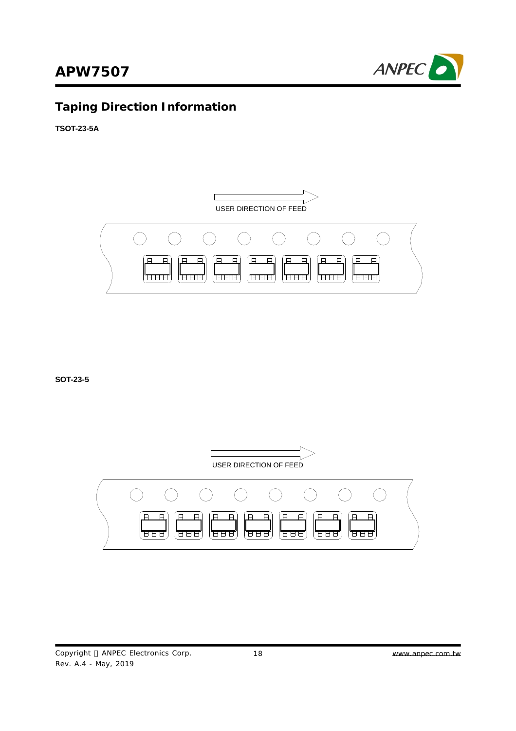## Taping Direction Information

**TSOT-23-5A**

USER DIRECTION OF FEED

**SOT-23-5**

USER DIRECTION OF FEED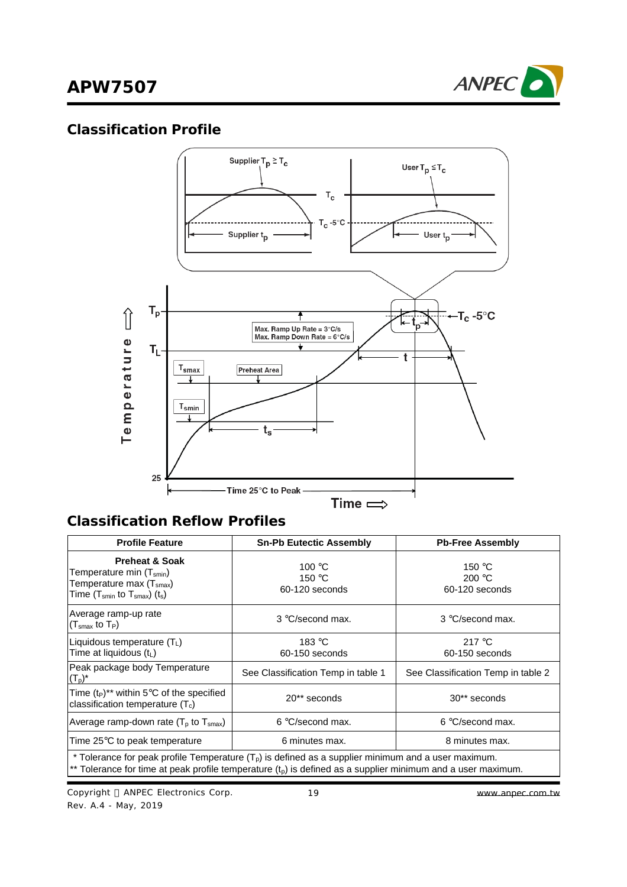## Classification Profile

## Classification Reflow Profiles

| Profile Feature | Sn-Pb Eutectic Assembly | Pb-Free Assembly |
|---|---|---|
| **Preheat & Soak**<br>Temperature min ($T_{smin}$)<br>Temperature max ($T_{smax}$)<br>Time ($T_{smin}$ to $T_{smax}$) ($t_s$) | 100 °C<br>150 °C<br>60-120 seconds | 150 °C<br>200 °C<br>60-120 seconds |
| Average ramp-up rate<br>($T_{smax}$ to $T_P$) | 3 °C/second max. | 3 °C/second max. |
| Liquidous temperature ($T_L$)<br>Time at liquidous ($t_L$) | 183 °C<br>60-150 seconds | 217 °C<br>60-150 seconds |
| Peak package body Temperature ($T_p$)* | See Classification Temp in table 1 | See Classification Temp in table 2 |
| Time ($t_P$)** within 5°C of the specified classification temperature ($T_c$) | 20** seconds | 30** seconds |
| Average ramp-down rate ($T_p$ to $T_{smax}$) | 6 °C/second max. | 6 °C/second max. |
| Time 25°C to peak temperature | 6 minutes max. | 8 minutes max. |

\* Tolerance for peak profile Temperature ($T_p$) is defined as a supplier minimum and a user maximum.
\*\* Tolerance for time at peak profile temperature ($t_p$) is defined as a supplier minimum and a user maximum.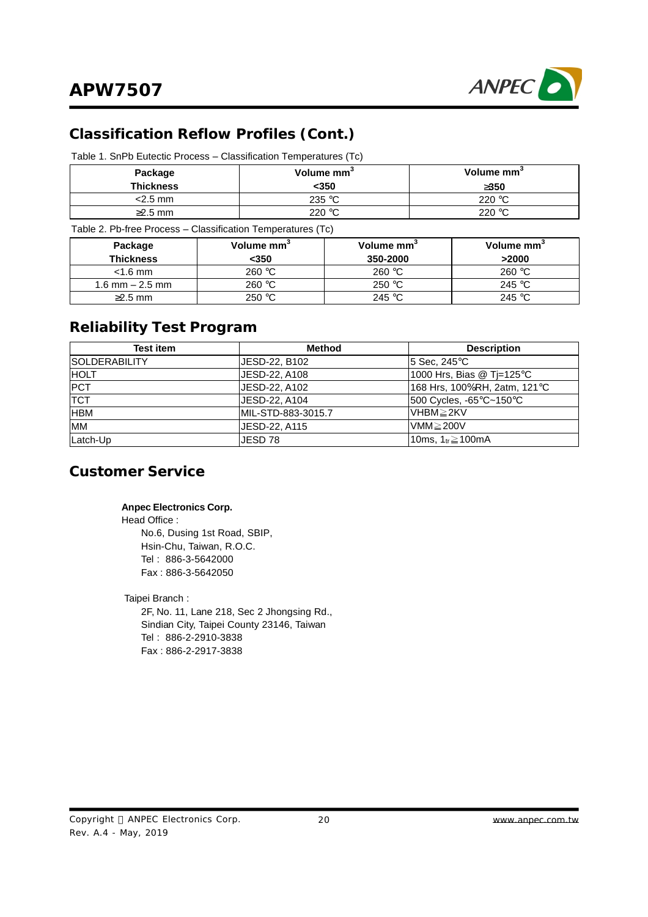## Classification Reflow Profiles (Cont.)

Table 1. SnPb Eutectic Process – Classification Temperatures (Tc)

| Package Thickness | Volume mm[3] <350 | Volume mm[3] ≥350 |
|---|---|---|
| <2.5 mm | 235 °C | 220 °C |
| ≥2.5 mm | 220 °C | 220 °C |

Table 2. Pb-free Process – Classification Temperatures (Tc)

| Package Thickness | Volume mm[3] <350 | Volume mm[3] 350-2000 | Volume mm[3] >2000 |
|---|---|---|---|
| <1.6 mm | 260 °C | 260 °C | 260 °C |
| 1.6 mm – 2.5 mm | 260 °C | 250 °C | 245 °C |
| ≥2.5 mm | 250 °C | 245 °C | 245 °C |

## Reliability Test Program

| Test item | Method | Description |
|---|---|---|
| SOLDERABILITY | JESD-22, B102 | 5 Sec, 245°C |
| HOLT | JESD-22, A108 | 1000 Hrs, Bias @ Tj=125°C |
| PCT | JESD-22, A102 | 168 Hrs, 100%RH, 2atm, 121°C |
| TCT | JESD-22, A104 | 500 Cycles, -65°C~150°C |
| HBM | MIL-STD-883-3015.7 | VHBM≧2KV |
| MM | JESD-22, A115 | VMM≧200V |
| Latch-Up | JESD 78 | 10ms, $1_{tr}$≧100mA |

## Customer Service

**Anpec Electronics Corp.**
Head Office :
No.6, Dusing 1st Road, SBIP,
Hsin-Chu, Taiwan, R.O.C.
Tel : 886-3-5642000
Fax : 886-3-5642050

Taipei Branch :
2F, No. 11, Lane 218, Sec 2 Jhongsing Rd.,
Sindian City, Taipei County 23146, Taiwan
Tel : 886-2-2910-3838
Fax : 886-2-2917-3838